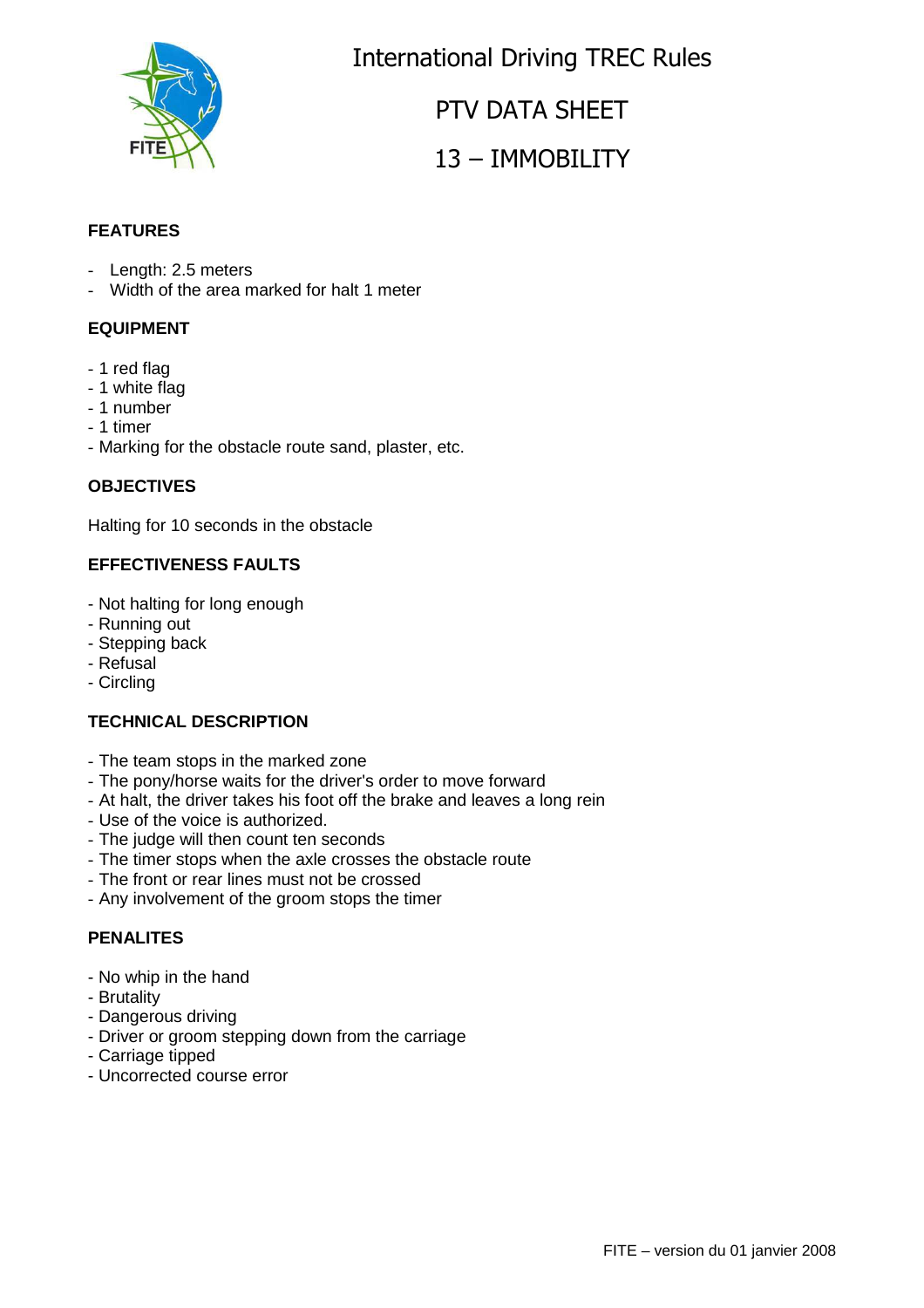# International Driving TREC Rules

## PTV DATA SHEET

## 13 – IMMOBILITY

### FEATURES

- Length: 2.5 meters
- Width of the area marked for halt 1 meter

### EQUIPMENT

- 1 red flag
- 1 white flag
- 1 number
- 1 timer
- Marking for the obstacle route sand, plaster, etc.

### OBJECTIVES

Halting for 10 seconds in the obstacle

### EFFECTIVENESS FAULTS

- Not halting for long enough
- Running out
- Stepping back
- Refusal
- Circling

### TECHNICAL DESCRIPTION

- The team stops in the marked zone
- The pony/horse waits for the driver's order to move forward
- At halt, the driver takes his foot off the brake and leaves a long rein
- Use of the voice is authorized.
- The judge will then count ten seconds
- The timer stops when the axle crosses the obstacle route
- The front or rear lines must not be crossed
- Any involvement of the groom stops the timer

### PENALITES

- No whip in the hand
- Brutality
- Dangerous driving
- Driver or groom stepping down from the carriage
- Carriage tipped
- Uncorrected course error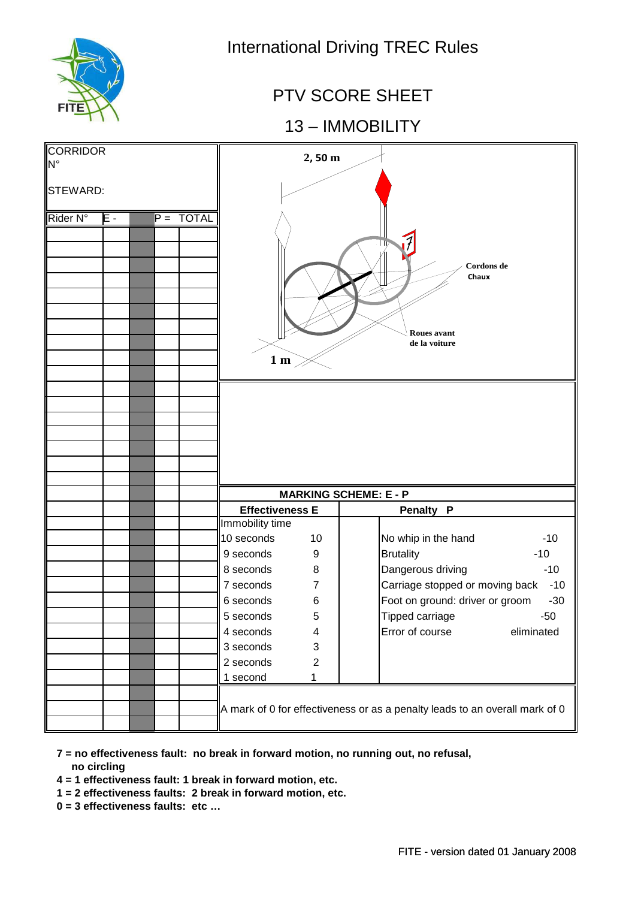International Driving TREC Rules

# PTV SCORE SHEET

## 13 – IMMOBILITY

CORRIDOR
N°

STEWARD:

| Rider N° | E - | | P = | TOTAL |
|---|---|---|---|---|
| | | | | |
| | | | | |
| | | | | |
| | | | | |
| | | | | |
| | | | | |
| | | | | |
| | | | | |
| | | | | |
| | | | | |
| | | | | |
| | | | | |
| | | | | |
| | | | | |
| | | | | |
| | | | | |
| | | | | |
| | | | | |
| | | | | |
| | | | | |
| | | | | |
| | | | | |
| | | | | |
| | | | | |
| | | | | |
| | | | | |
| | | | | |
| | | | | |
| | | | | |
| | | | | |
| | | | | |
| | | | | |

2, 50 m

Cordons de Chaux

Roues avant de la voiture

1 m

**MARKING SCHEME: E - P**

| **Effectiveness E** | | | **Penalty P** | |
|---|---|---|---|---|
| Immobility time | | | | |
| 10 seconds | 10 | | No whip in the hand | -10 |
| 9 seconds | 9 | | Brutality | -10 |
| 8 seconds | 8 | | Dangerous driving | -10 |
| 7 seconds | 7 | | Carriage stopped or moving back | -10 |
| 6 seconds | 6 | | Foot on ground: driver or groom | -30 |
| 5 seconds | 5 | | Tipped carriage | -50 |
| 4 seconds | 4 | | Error of course | eliminated |
| 3 seconds | 3 | | | |
| 2 seconds | 2 | | | |
| 1 second | 1 | | | |

A mark of 0 for effectiveness or as a penalty leads to an overall mark of 0

**7 = no effectiveness fault: no break in forward motion, no running out, no refusal, no circling**
**4 = 1 effectiveness fault: 1 break in forward motion, etc.**
**1 = 2 effectiveness faults: 2 break in forward motion, etc.**
**0 = 3 effectiveness faults: etc …**

FITE - version dated 01 January 2008